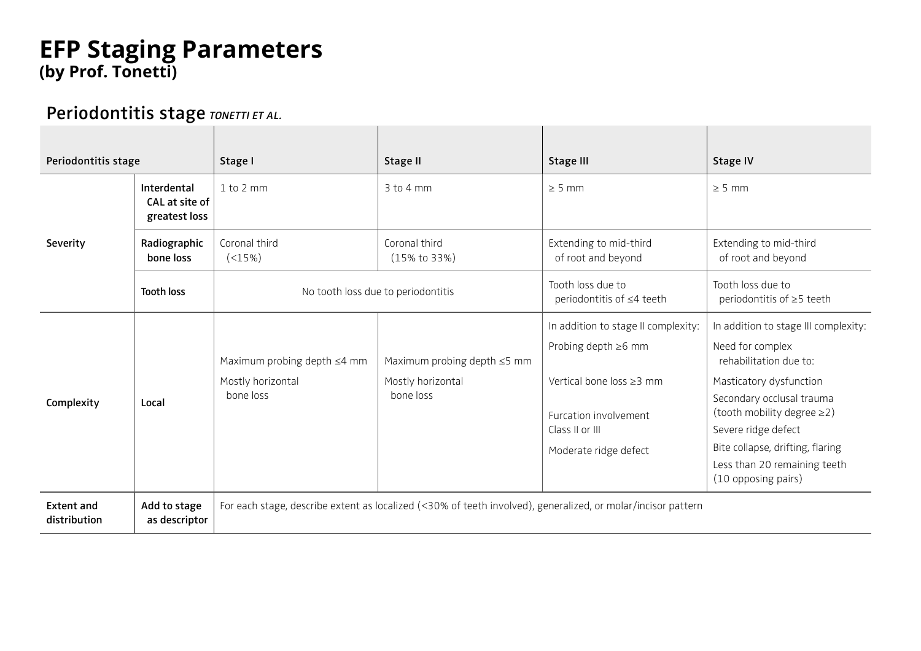# EFP Staging Parameters
## (by Prof. Tonetti)

### Periodontitis stage *TONETTI ET AL.*

| Periodontitis stage | | Stage I | Stage II | Stage III | Stage IV |
|---|---|---|---|---|---|
| Severity | Interdental CAL at site of greatest loss | 1 to 2 mm | 3 to 4 mm | ≥ 5 mm | ≥ 5 mm |
| | Radiographic bone loss | Coronal third (<15%) | Coronal third (15% to 33%) | Extending to mid-third of root and beyond | Extending to mid-third of root and beyond |
| | Tooth loss | No tooth loss due to periodontitis | | Tooth loss due to periodontitis of ≤4 teeth | Tooth loss due to periodontitis of ≥5 teeth |
| Complexity | Local | Maximum probing depth ≤4 mm<br>Mostly horizontal bone loss | Maximum probing depth ≤5 mm<br>Mostly horizontal bone loss | In addition to stage II complexity:<br>Probing depth ≥6 mm<br>Vertical bone loss ≥3 mm<br>Furcation involvement Class II or III<br>Moderate ridge defect | In addition to stage III complexity:<br>Need for complex rehabilitation due to:<br>Masticatory dysfunction<br>Secondary occlusal trauma (tooth mobility degree ≥2)<br>Severe ridge defect<br>Bite collapse, drifting, flaring<br>Less than 20 remaining teeth (10 opposing pairs) |
| Extent and distribution | Add to stage as descriptor | For each stage, describe extent as localized (<30% of teeth involved), generalized, or molar/incisor pattern | | | |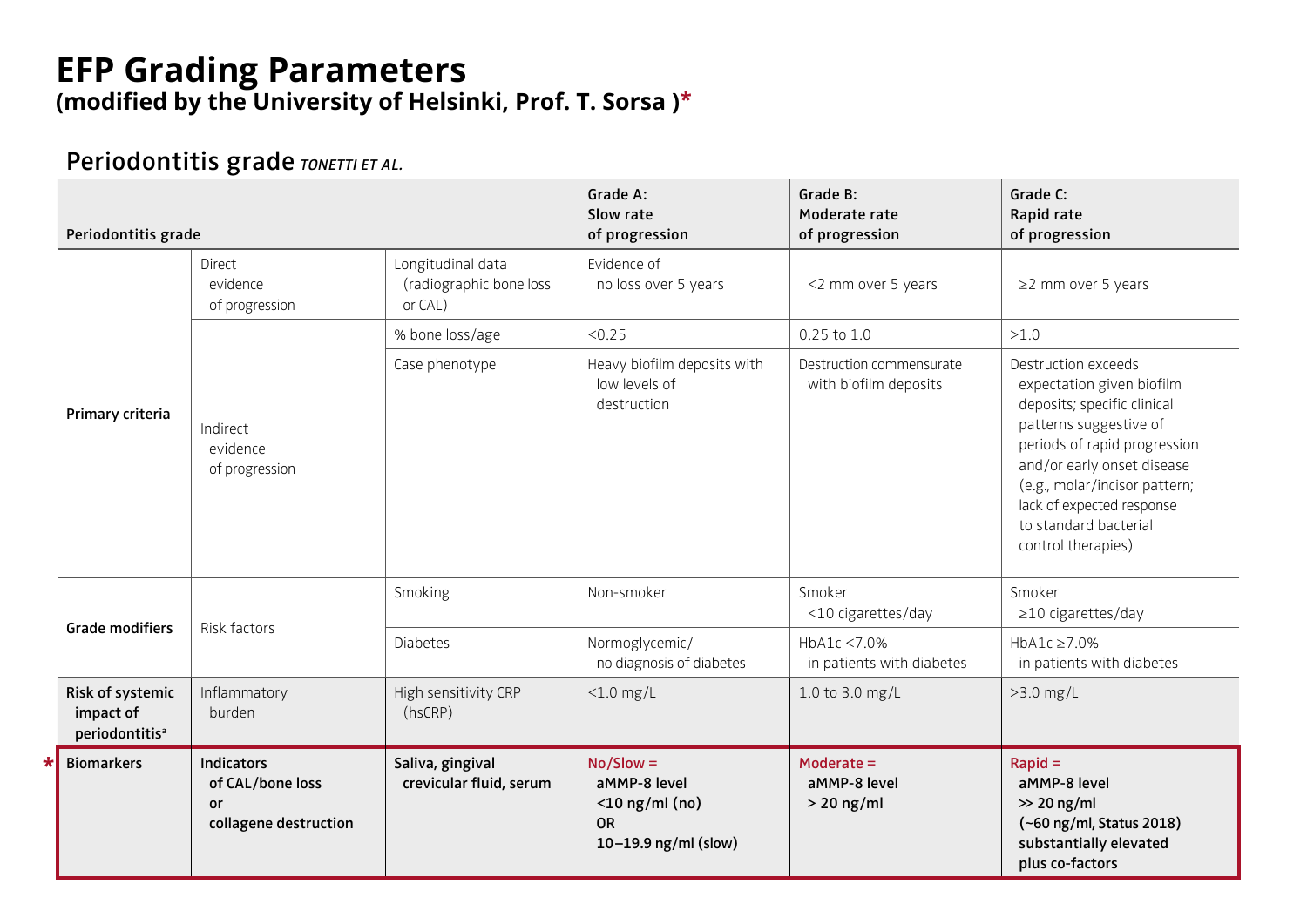# EFP Grading Parameters

## (modified by the University of Helsinki, Prof. T. Sorsa )*

### Periodontitis grade *TONETTI ET AL.*

| Periodontitis grade | | | Grade A: Slow rate of progression | Grade B: Moderate rate of progression | Grade C: Rapid rate of progression |
|---|---|---|---|---|---|
| **Primary criteria** | Direct evidence of progression | Longitudinal data (radiographic bone loss or CAL) | Evidence of no loss over 5 years | <2 mm over 5 years | ≥2 mm over 5 years |
| | Indirect evidence of progression | % bone loss/age | <0.25 | 0.25 to 1.0 | >1.0 |
| | | Case phenotype | Heavy biofilm deposits with low levels of destruction | Destruction commensurate with biofilm deposits | Destruction exceeds expectation given biofilm deposits; specific clinical patterns suggestive of periods of rapid progression and/or early onset disease (e.g., molar/incisor pattern; lack of expected response to standard bacterial control therapies) |
| **Grade modifiers** | Risk factors | Smoking | Non-smoker | Smoker <10 cigarettes/day | Smoker ≥10 cigarettes/day |
| | | Diabetes | Normoglycemic/ no diagnosis of diabetes | HbA1c <7.0% in patients with diabetes | HbA1c ≥7.0% in patients with diabetes |
| **Risk of systemic impact of periodontitis**[a] | Inflammatory burden | High sensitivity CRP (hsCRP) | <1.0 mg/L | 1.0 to 3.0 mg/L | >3.0 mg/L |
| * **Biomarkers** | **Indicators of CAL/bone loss or collagene destruction** | **Saliva, gingival crevicular fluid, serum** | No/Slow = **aMMP-8 level <10 ng/ml (no) OR 10–19.9 ng/ml (slow)** | Moderate = **aMMP-8 level > 20 ng/ml** | Rapid = **aMMP-8 level >> 20 ng/ml (~60 ng/ml, Status 2018) substantially elevated plus co-factors** |